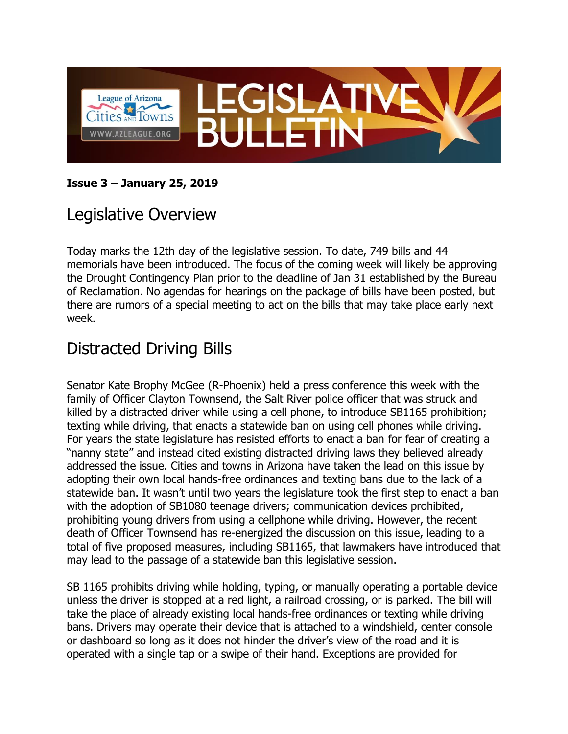# LEGISLATIVE BULLETIN

League of Arizona Cities and Towns

WWW.AZLEAGUE.ORG

**Issue 3 – January 25, 2019**

## Legislative Overview

Today marks the 12th day of the legislative session. To date, 749 bills and 44 memorials have been introduced. The focus of the coming week will likely be approving the Drought Contingency Plan prior to the deadline of Jan 31 established by the Bureau of Reclamation. No agendas for hearings on the package of bills have been posted, but there are rumors of a special meeting to act on the bills that may take place early next week.

## Distracted Driving Bills

Senator Kate Brophy McGee (R-Phoenix) held a press conference this week with the family of Officer Clayton Townsend, the Salt River police officer that was struck and killed by a distracted driver while using a cell phone, to introduce SB1165 prohibition; texting while driving, that enacts a statewide ban on using cell phones while driving. For years the state legislature has resisted efforts to enact a ban for fear of creating a "nanny state" and instead cited existing distracted driving laws they believed already addressed the issue. Cities and towns in Arizona have taken the lead on this issue by adopting their own local hands-free ordinances and texting bans due to the lack of a statewide ban. It wasn't until two years the legislature took the first step to enact a ban with the adoption of SB1080 teenage drivers; communication devices prohibited, prohibiting young drivers from using a cellphone while driving. However, the recent death of Officer Townsend has re-energized the discussion on this issue, leading to a total of five proposed measures, including SB1165, that lawmakers have introduced that may lead to the passage of a statewide ban this legislative session.

SB 1165 prohibits driving while holding, typing, or manually operating a portable device unless the driver is stopped at a red light, a railroad crossing, or is parked. The bill will take the place of already existing local hands-free ordinances or texting while driving bans. Drivers may operate their device that is attached to a windshield, center console or dashboard so long as it does not hinder the driver's view of the road and it is operated with a single tap or a swipe of their hand. Exceptions are provided for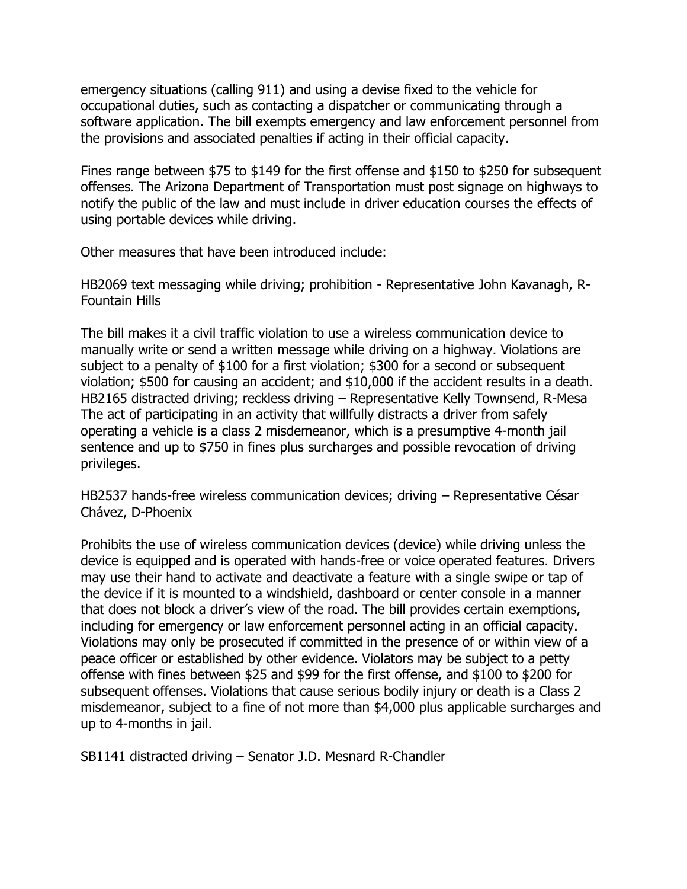emergency situations (calling 911) and using a devise fixed to the vehicle for occupational duties, such as contacting a dispatcher or communicating through a software application. The bill exempts emergency and law enforcement personnel from the provisions and associated penalties if acting in their official capacity.

Fines range between $75 to $149 for the first offense and $150 to $250 for subsequent offenses. The Arizona Department of Transportation must post signage on highways to notify the public of the law and must include in driver education courses the effects of using portable devices while driving.

Other measures that have been introduced include:

HB2069 text messaging while driving; prohibition - Representative John Kavanagh, R-Fountain Hills

The bill makes it a civil traffic violation to use a wireless communication device to manually write or send a written message while driving on a highway. Violations are subject to a penalty of $100 for a first violation; $300 for a second or subsequent violation; $500 for causing an accident; and $10,000 if the accident results in a death.
HB2165 distracted driving; reckless driving – Representative Kelly Townsend, R-Mesa
The act of participating in an activity that willfully distracts a driver from safely operating a vehicle is a class 2 misdemeanor, which is a presumptive 4-month jail sentence and up to $750 in fines plus surcharges and possible revocation of driving privileges.

HB2537 hands-free wireless communication devices; driving – Representative César Chávez, D-Phoenix

Prohibits the use of wireless communication devices (device) while driving unless the device is equipped and is operated with hands-free or voice operated features. Drivers may use their hand to activate and deactivate a feature with a single swipe or tap of the device if it is mounted to a windshield, dashboard or center console in a manner that does not block a driver's view of the road. The bill provides certain exemptions, including for emergency or law enforcement personnel acting in an official capacity. Violations may only be prosecuted if committed in the presence of or within view of a peace officer or established by other evidence. Violators may be subject to a petty offense with fines between $25 and $99 for the first offense, and $100 to $200 for subsequent offenses. Violations that cause serious bodily injury or death is a Class 2 misdemeanor, subject to a fine of not more than $4,000 plus applicable surcharges and up to 4-months in jail.

SB1141 distracted driving – Senator J.D. Mesnard R-Chandler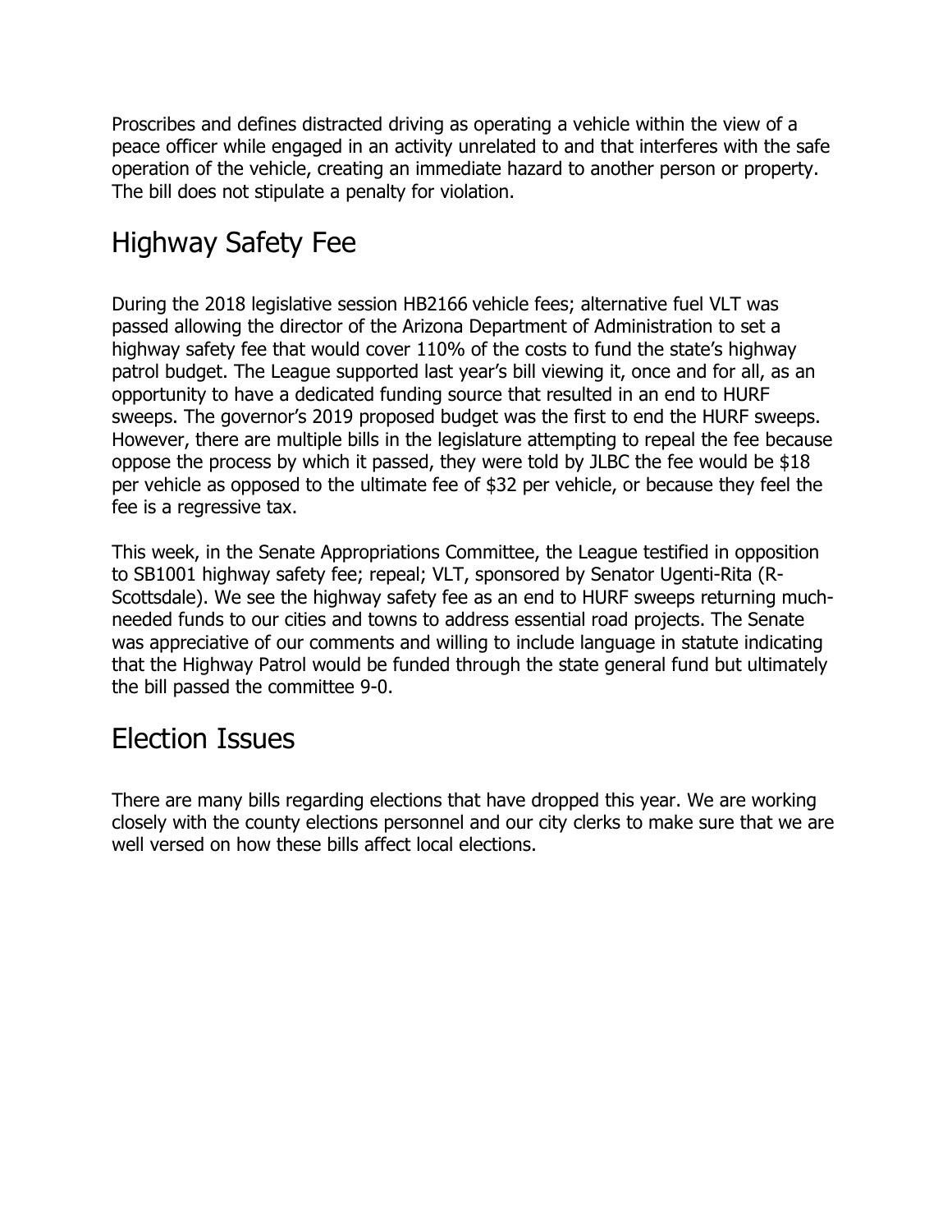Proscribes and defines distracted driving as operating a vehicle within the view of a peace officer while engaged in an activity unrelated to and that interferes with the safe operation of the vehicle, creating an immediate hazard to another person or property. The bill does not stipulate a penalty for violation.

## Highway Safety Fee

During the 2018 legislative session HB2166 vehicle fees; alternative fuel VLT was passed allowing the director of the Arizona Department of Administration to set a highway safety fee that would cover 110% of the costs to fund the state's highway patrol budget. The League supported last year's bill viewing it, once and for all, as an opportunity to have a dedicated funding source that resulted in an end to HURF sweeps. The governor's 2019 proposed budget was the first to end the HURF sweeps. However, there are multiple bills in the legislature attempting to repeal the fee because oppose the process by which it passed, they were told by JLBC the fee would be $18 per vehicle as opposed to the ultimate fee of $32 per vehicle, or because they feel the fee is a regressive tax.

This week, in the Senate Appropriations Committee, the League testified in opposition to SB1001 highway safety fee; repeal; VLT, sponsored by Senator Ugenti-Rita (R-Scottsdale). We see the highway safety fee as an end to HURF sweeps returning much-needed funds to our cities and towns to address essential road projects. The Senate was appreciative of our comments and willing to include language in statute indicating that the Highway Patrol would be funded through the state general fund but ultimately the bill passed the committee 9-0.

## Election Issues

There are many bills regarding elections that have dropped this year. We are working closely with the county elections personnel and our city clerks to make sure that we are well versed on how these bills affect local elections.